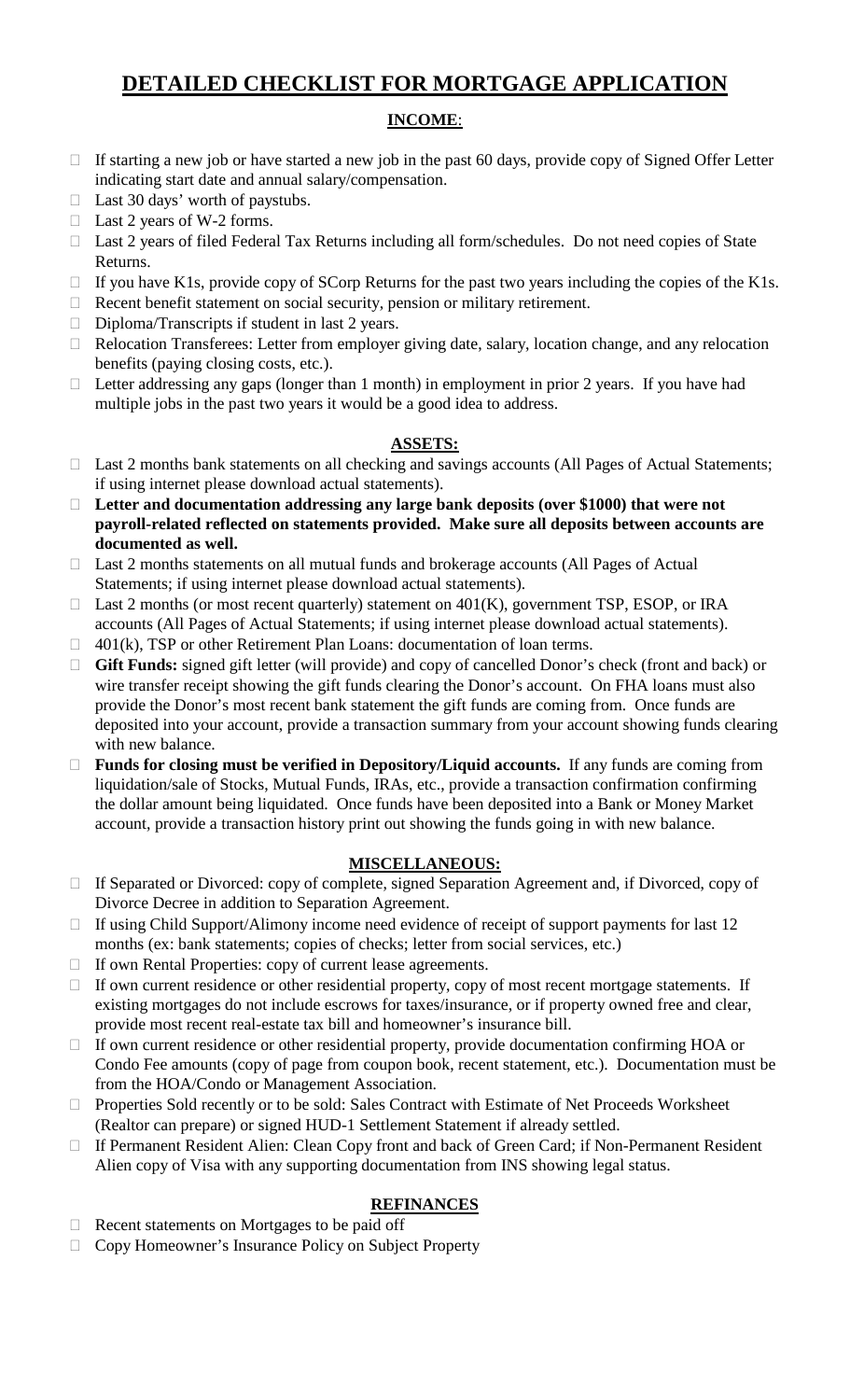# DETAILED CHECKLIST FOR MORTGAGE APPLICATION

## INCOME:

- If starting a new job or have started a new job in the past 60 days, provide copy of Signed Offer Letter indicating start date and annual salary/compensation.
- Last 30 days' worth of paystubs.
- Last 2 years of W-2 forms.
- Last 2 years of filed Federal Tax Returns including all form/schedules. Do not need copies of State Returns.
- If you have K1s, provide copy of SCorp Returns for the past two years including the copies of the K1s.
- Recent benefit statement on social security, pension or military retirement.
- Diploma/Transcripts if student in last 2 years.
- Relocation Transferees: Letter from employer giving date, salary, location change, and any relocation benefits (paying closing costs, etc.).
- Letter addressing any gaps (longer than 1 month) in employment in prior 2 years. If you have had multiple jobs in the past two years it would be a good idea to address.

## ASSETS:

- Last 2 months bank statements on all checking and savings accounts (All Pages of Actual Statements; if using internet please download actual statements).
- **Letter and documentation addressing any large bank deposits (over $1000) that were not payroll-related reflected on statements provided. Make sure all deposits between accounts are documented as well.**
- Last 2 months statements on all mutual funds and brokerage accounts (All Pages of Actual Statements; if using internet please download actual statements).
- Last 2 months (or most recent quarterly) statement on 401(K), government TSP, ESOP, or IRA accounts (All Pages of Actual Statements; if using internet please download actual statements).
- 401(k), TSP or other Retirement Plan Loans: documentation of loan terms.
- **Gift Funds:** signed gift letter (will provide) and copy of cancelled Donor's check (front and back) or wire transfer receipt showing the gift funds clearing the Donor's account. On FHA loans must also provide the Donor's most recent bank statement the gift funds are coming from. Once funds are deposited into your account, provide a transaction summary from your account showing funds clearing with new balance.
- **Funds for closing must be verified in Depository/Liquid accounts.** If any funds are coming from liquidation/sale of Stocks, Mutual Funds, IRAs, etc., provide a transaction confirmation confirming the dollar amount being liquidated. Once funds have been deposited into a Bank or Money Market account, provide a transaction history print out showing the funds going in with new balance.

## MISCELLANEOUS:

- If Separated or Divorced: copy of complete, signed Separation Agreement and, if Divorced, copy of Divorce Decree in addition to Separation Agreement.
- If using Child Support/Alimony income need evidence of receipt of support payments for last 12 months (ex: bank statements; copies of checks; letter from social services, etc.)
- If own Rental Properties: copy of current lease agreements.
- If own current residence or other residential property, copy of most recent mortgage statements. If existing mortgages do not include escrows for taxes/insurance, or if property owned free and clear, provide most recent real-estate tax bill and homeowner's insurance bill.
- If own current residence or other residential property, provide documentation confirming HOA or Condo Fee amounts (copy of page from coupon book, recent statement, etc.). Documentation must be from the HOA/Condo or Management Association.
- Properties Sold recently or to be sold: Sales Contract with Estimate of Net Proceeds Worksheet (Realtor can prepare) or signed HUD-1 Settlement Statement if already settled.
- If Permanent Resident Alien: Clean Copy front and back of Green Card; if Non-Permanent Resident Alien copy of Visa with any supporting documentation from INS showing legal status.

## REFINANCES

- Recent statements on Mortgages to be paid off
- Copy Homeowner's Insurance Policy on Subject Property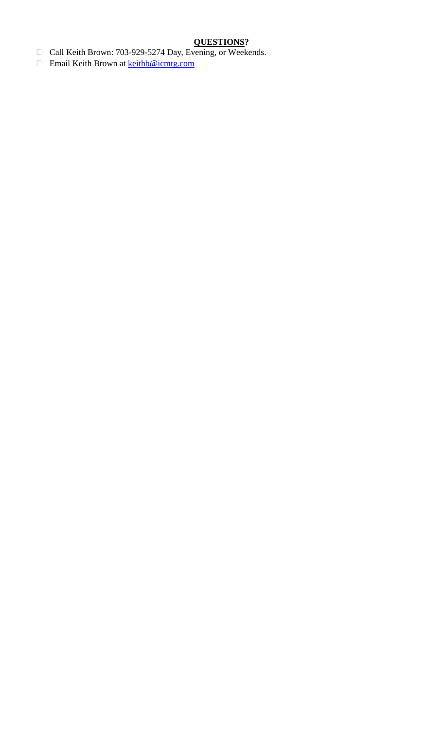**QUESTIONS?**

- Call Keith Brown: 703-929-5274 Day, Evening, or Weekends.
- Email Keith Brown at keithb@icmtg.com